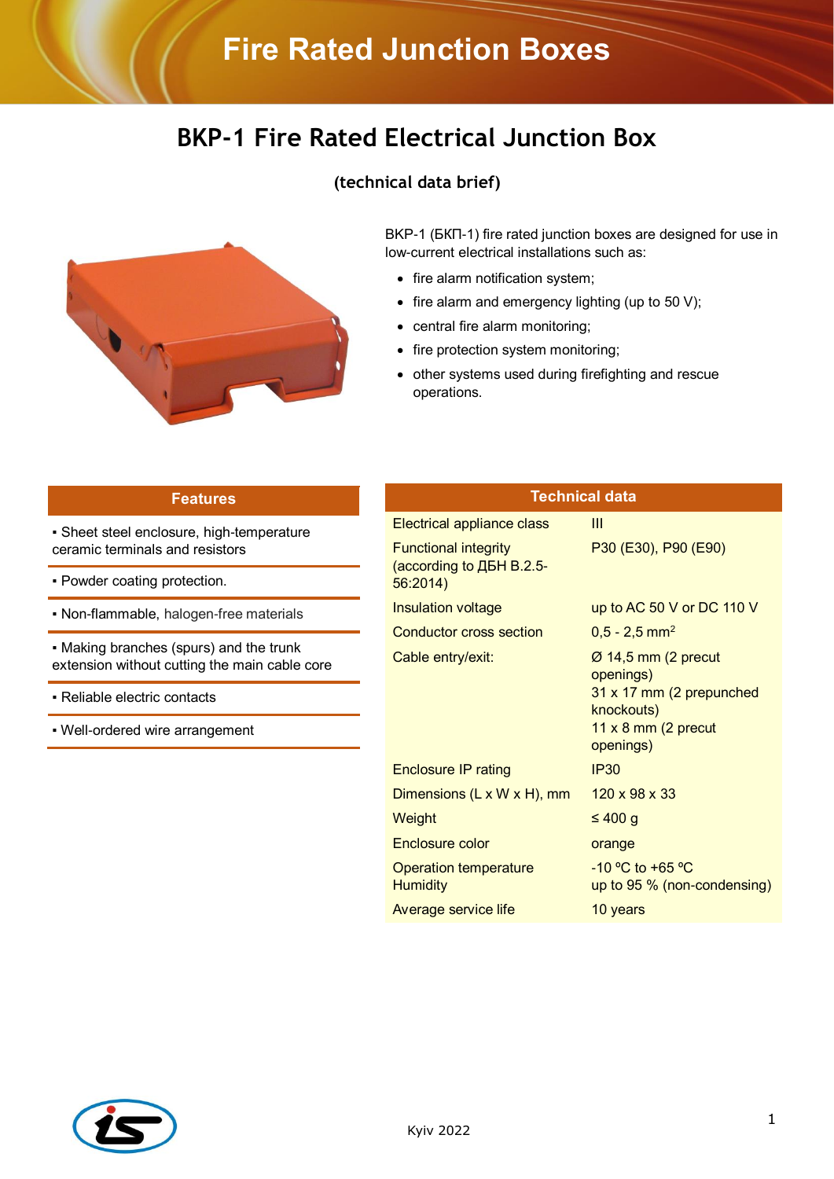# Fire Rated Junction Boxes

## BKP-1 Fire Rated Electrical Junction Box

**(technical data brief)**

BKP-1 (БКП-1) fire rated junction boxes are designed for use in low-current electrical installations such as:

- fire alarm notification system;
- fire alarm and emergency lighting (up to 50 V);
- central fire alarm monitoring;
- fire protection system monitoring;
- other systems used during firefighting and rescue operations.

| Features |
| --- |
| ▪ Sheet steel enclosure, high-temperature ceramic terminals and resistors |
| ▪ Powder coating protection. |
| ▪ Non-flammable, halogen-free materials |
| ▪ Making branches (spurs) and the trunk extension without cutting the main cable core |
| ▪ Reliable electric contacts |
| ▪ Well-ordered wire arrangement |

| Technical data | |
| --- | --- |
| Electrical appliance class | III |
| Functional integrity (according to ДБН В.2.5-56:2014) | P30 (E30), P90 (E90) |
| Insulation voltage | up to AC 50 V or DC 110 V |
| Conductor cross section | 0,5 - 2,5 mm$^2$ |
| Cable entry/exit: | Ø 14,5 mm (2 precut openings)<br>31 x 17 mm (2 prepunched knockouts)<br>11 x 8 mm (2 precut openings) |
| Enclosure IP rating | IP30 |
| Dimensions (L x W x H), mm | 120 x 98 x 33 |
| Weight | ≤ 400 g |
| Enclosure color | orange |
| Operation temperature<br>Humidity | -10 ºC to +65 ºC<br>up to 95 % (non-condensing) |
| Average service life | 10 years |

Kyiv 2022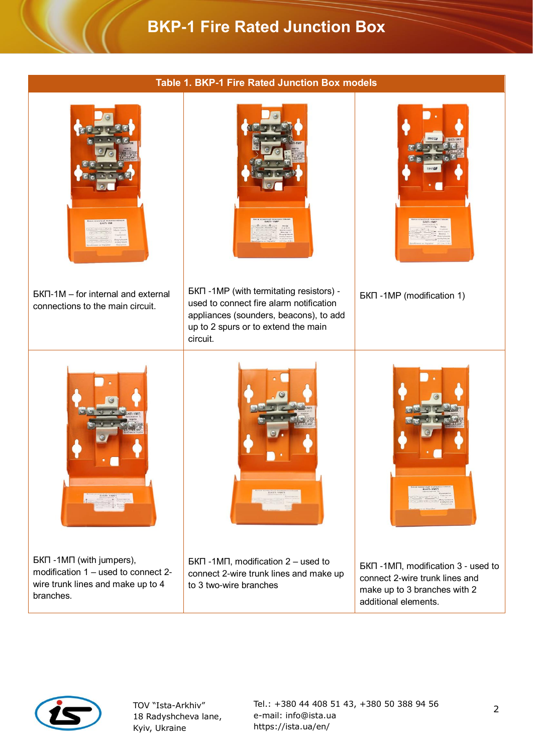# BKP-1 Fire Rated Junction Box

**Table 1. BKP-1 Fire Rated Junction Box models**

| | | |
|---|---|---|
| БКП-1М – for internal and external connections to the main circuit. | БКП -1МР (with termitating resistors) - used to connect fire alarm notification appliances (sounders, beacons), to add up to 2 spurs or to extend the main circuit. | БКП -1МР (modification 1) |
| БКП -1МП (with jumpers), modification 1 – used to connect 2-wire trunk lines and make up to 4 branches. | БКП -1МП, modification 2 – used to connect 2-wire trunk lines and make up to 3 two-wire branches | БКП -1МП, modification 3 - used to connect 2-wire trunk lines and make up to 3 branches with 2 additional elements. |

TOV "Ista-Arkhiv"
18 Radyshcheva lane,
Kyiv, Ukraine

Tel.: +380 44 408 51 43, +380 50 388 94 56
e-mail: info@ista.ua
https://ista.ua/en/